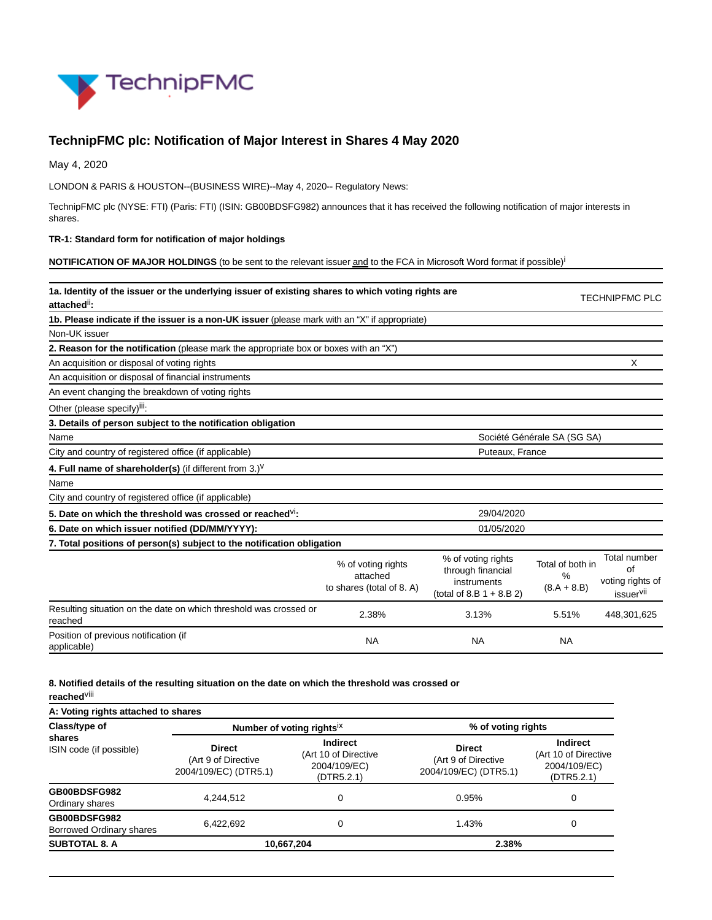# TechnipFMC plc: Notification of Major Interest in Shares 4 May 2020

May 4, 2020

LONDON & PARIS & HOUSTON--(BUSINESS WIRE)--May 4, 2020-- Regulatory News:

TechnipFMC plc (NYSE: FTI) (Paris: FTI) (ISIN: GB00BDSFG982) announces that it has received the following notification of major interests in shares.

**TR-1: Standard form for notification of major holdings**

**NOTIFICATION OF MAJOR HOLDINGS** (to be sent to the relevant issuer and to the FCA in Microsoft Word format if possible)[i]

| | |
|---|---|
| **1a. Identity of the issuer or the underlying issuer of existing shares to which voting rights are attached**[ii]**:** | TECHNIPFMC PLC |
| **1b. Please indicate if the issuer is a non-UK issuer** (please mark with an "X" if appropriate) | |
| Non-UK issuer | |
| **2. Reason for the notification** (please mark the appropriate box or boxes with an "X") | |
| An acquisition or disposal of voting rights | X |
| An acquisition or disposal of financial instruments | |
| An event changing the breakdown of voting rights | |
| Other (please specify)[iii]: | |
| **3. Details of person subject to the notification obligation** | |
| Name | Société Générale SA (SG SA) |
| City and country of registered office (if applicable) | Puteaux, France |
| **4. Full name of shareholder(s)** (if different from 3.)[v] | |
| Name | |
| City and country of registered office (if applicable) | |
| **5. Date on which the threshold was crossed or reached**[vi]**:** | 29/04/2020 |
| **6. Date on which issuer notified (DD/MM/YYYY):** | 01/05/2020 |

**7. Total positions of person(s) subject to the notification obligation**

| | % of voting rights attached to shares (total of 8. A) | % of voting rights through financial instruments (total of 8.B 1 + 8.B 2) | Total of both in % (8.A + 8.B) | Total number of voting rights of issuer[vii] |
|---|---|---|---|---|
| Resulting situation on the date on which threshold was crossed or reached | 2.38% | 3.13% | 5.51% | 448,301,625 |
| Position of previous notification (if applicable) | NA | NA | NA | |

**8. Notified details of the resulting situation on the date on which the threshold was crossed or reached**[viii]

**A: Voting rights attached to shares**

| **Class/type of shares** ISIN code (if possible) | **Number of voting rights**[ix] | | **% of voting rights** | |
|---|---|---|---|---|
| | **Direct** (Art 9 of Directive 2004/109/EC) (DTR5.1) | **Indirect** (Art 10 of Directive 2004/109/EC) (DTR5.2.1) | **Direct** (Art 9 of Directive 2004/109/EC) (DTR5.1) | **Indirect** (Art 10 of Directive 2004/109/EC) (DTR5.2.1) |
| **GB00BDSFG982** Ordinary shares | 4,244,512 | 0 | 0.95% | 0 |
| **GB00BDSFG982** Borrowed Ordinary shares | 6,422,692 | 0 | 1.43% | 0 |
| **SUBTOTAL 8. A** | **10,667,204** | | **2.38%** | |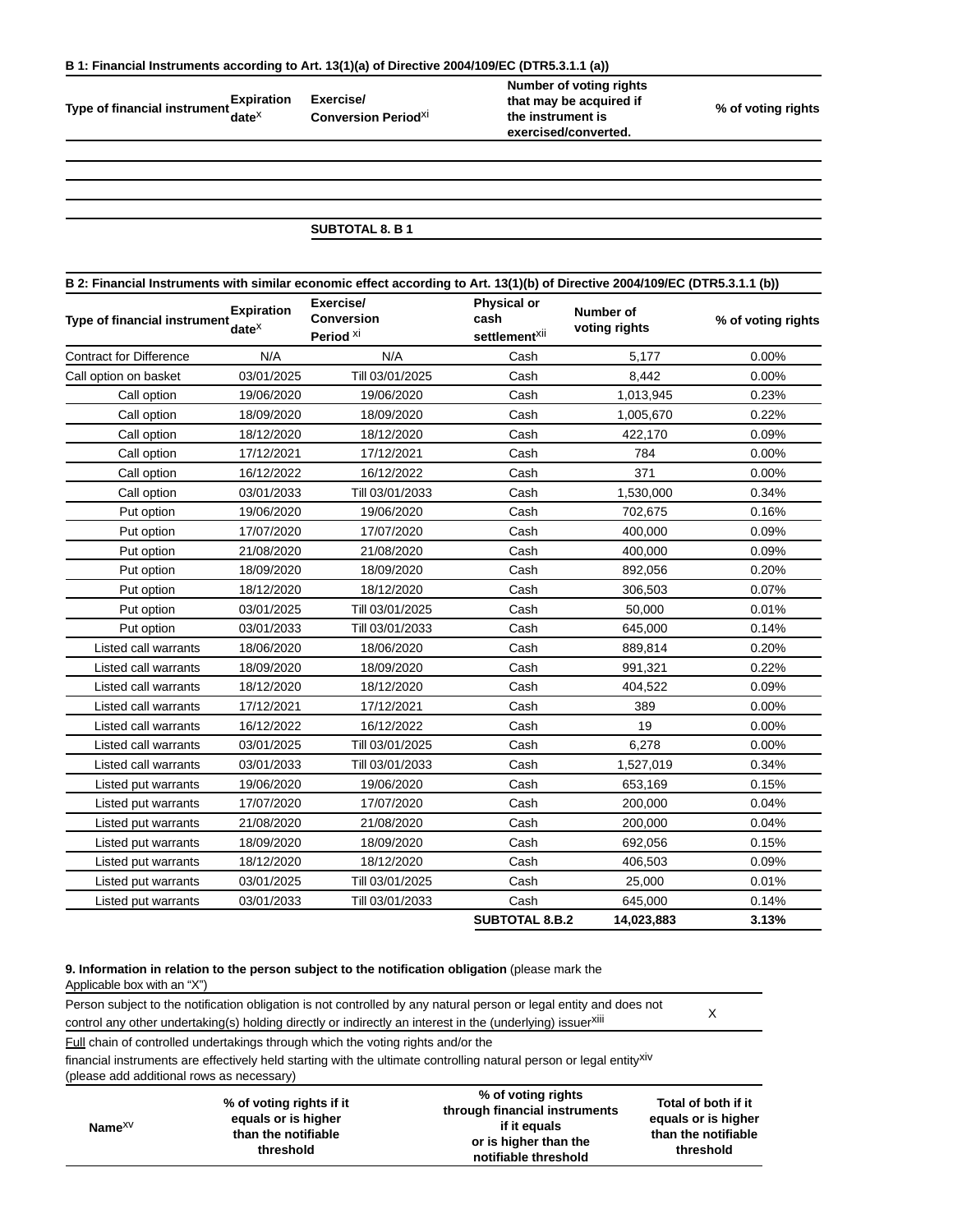**B 1: Financial Instruments according to Art. 13(1)(a) of Directive 2004/109/EC (DTR5.3.1.1 (a))**

| Type of financial instrument | Expiration date[x] | Exercise/ Conversion Period[xi] | Number of voting rights that may be acquired if the instrument is exercised/converted. | % of voting rights |
|---|---|---|---|---|
| | | | | |
| | | | | |
| | | | | |
| | | SUBTOTAL 8. B 1 | | |

**B 2: Financial Instruments with similar economic effect according to Art. 13(1)(b) of Directive 2004/109/EC (DTR5.3.1.1 (b))**

| Type of financial instrument | Expiration date[x] | Exercise/ Conversion Period [xi] | Physical or cash settlement[xii] | Number of voting rights | % of voting rights |
|---|---|---|---|---|---|
| Contract for Difference | N/A | N/A | Cash | 5,177 | 0.00% |
| Call option on basket | 03/01/2025 | Till 03/01/2025 | Cash | 8,442 | 0.00% |
| Call option | 19/06/2020 | 19/06/2020 | Cash | 1,013,945 | 0.23% |
| Call option | 18/09/2020 | 18/09/2020 | Cash | 1,005,670 | 0.22% |
| Call option | 18/12/2020 | 18/12/2020 | Cash | 422,170 | 0.09% |
| Call option | 17/12/2021 | 17/12/2021 | Cash | 784 | 0.00% |
| Call option | 16/12/2022 | 16/12/2022 | Cash | 371 | 0.00% |
| Call option | 03/01/2033 | Till 03/01/2033 | Cash | 1,530,000 | 0.34% |
| Put option | 19/06/2020 | 19/06/2020 | Cash | 702,675 | 0.16% |
| Put option | 17/07/2020 | 17/07/2020 | Cash | 400,000 | 0.09% |
| Put option | 21/08/2020 | 21/08/2020 | Cash | 400,000 | 0.09% |
| Put option | 18/09/2020 | 18/09/2020 | Cash | 892,056 | 0.20% |
| Put option | 18/12/2020 | 18/12/2020 | Cash | 306,503 | 0.07% |
| Put option | 03/01/2025 | Till 03/01/2025 | Cash | 50,000 | 0.01% |
| Put option | 03/01/2033 | Till 03/01/2033 | Cash | 645,000 | 0.14% |
| Listed call warrants | 18/06/2020 | 18/06/2020 | Cash | 889,814 | 0.20% |
| Listed call warrants | 18/09/2020 | 18/09/2020 | Cash | 991,321 | 0.22% |
| Listed call warrants | 18/12/2020 | 18/12/2020 | Cash | 404,522 | 0.09% |
| Listed call warrants | 17/12/2021 | 17/12/2021 | Cash | 389 | 0.00% |
| Listed call warrants | 16/12/2022 | 16/12/2022 | Cash | 19 | 0.00% |
| Listed call warrants | 03/01/2025 | Till 03/01/2025 | Cash | 6,278 | 0.00% |
| Listed call warrants | 03/01/2033 | Till 03/01/2033 | Cash | 1,527,019 | 0.34% |
| Listed put warrants | 19/06/2020 | 19/06/2020 | Cash | 653,169 | 0.15% |
| Listed put warrants | 17/07/2020 | 17/07/2020 | Cash | 200,000 | 0.04% |
| Listed put warrants | 21/08/2020 | 21/08/2020 | Cash | 200,000 | 0.04% |
| Listed put warrants | 18/09/2020 | 18/09/2020 | Cash | 692,056 | 0.15% |
| Listed put warrants | 18/12/2020 | 18/12/2020 | Cash | 406,503 | 0.09% |
| Listed put warrants | 03/01/2025 | Till 03/01/2025 | Cash | 25,000 | 0.01% |
| Listed put warrants | 03/01/2033 | Till 03/01/2033 | Cash | 645,000 | 0.14% |
| | | | **SUBTOTAL 8.B.2** | **14,023,883** | **3.13%** |

**9. Information in relation to the person subject to the notification obligation** (please mark the Applicable box with an "X")

| | |
|---|---|
| Person subject to the notification obligation is not controlled by any natural person or legal entity and does not control any other undertaking(s) holding directly or indirectly an interest in the (underlying) issuer[xiii] | X |
| Full chain of controlled undertakings through which the voting rights and/or the financial instruments are effectively held starting with the ultimate controlling natural person or legal entity[xiv] (please add additional rows as necessary) | |

| Name[xv] | % of voting rights if it equals or is higher than the notifiable threshold | % of voting rights through financial instruments if it equals or is higher than the notifiable threshold | Total of both if it equals or is higher than the notifiable threshold |
|---|---|---|---|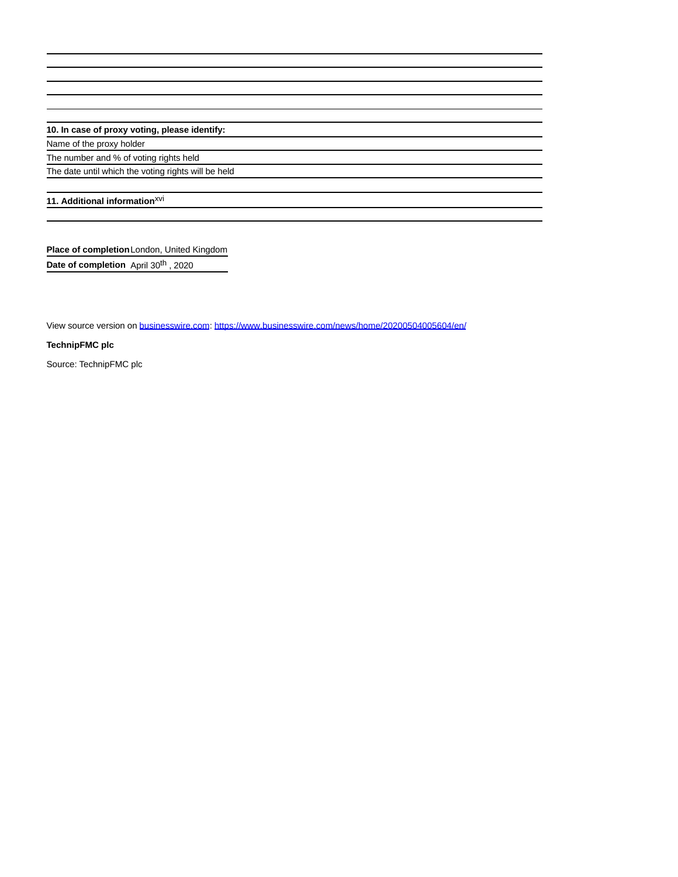**10. In case of proxy voting, please identify:**

Name of the proxy holder

The number and % of voting rights held

The date until which the voting rights will be held

**11. Additional information**[xvi]

**Place of completion** London, United Kingdom

**Date of completion** April 30th , 2020

View source version on businesswire.com: https://www.businesswire.com/news/home/20200504005604/en/

**TechnipFMC plc**

Source: TechnipFMC plc